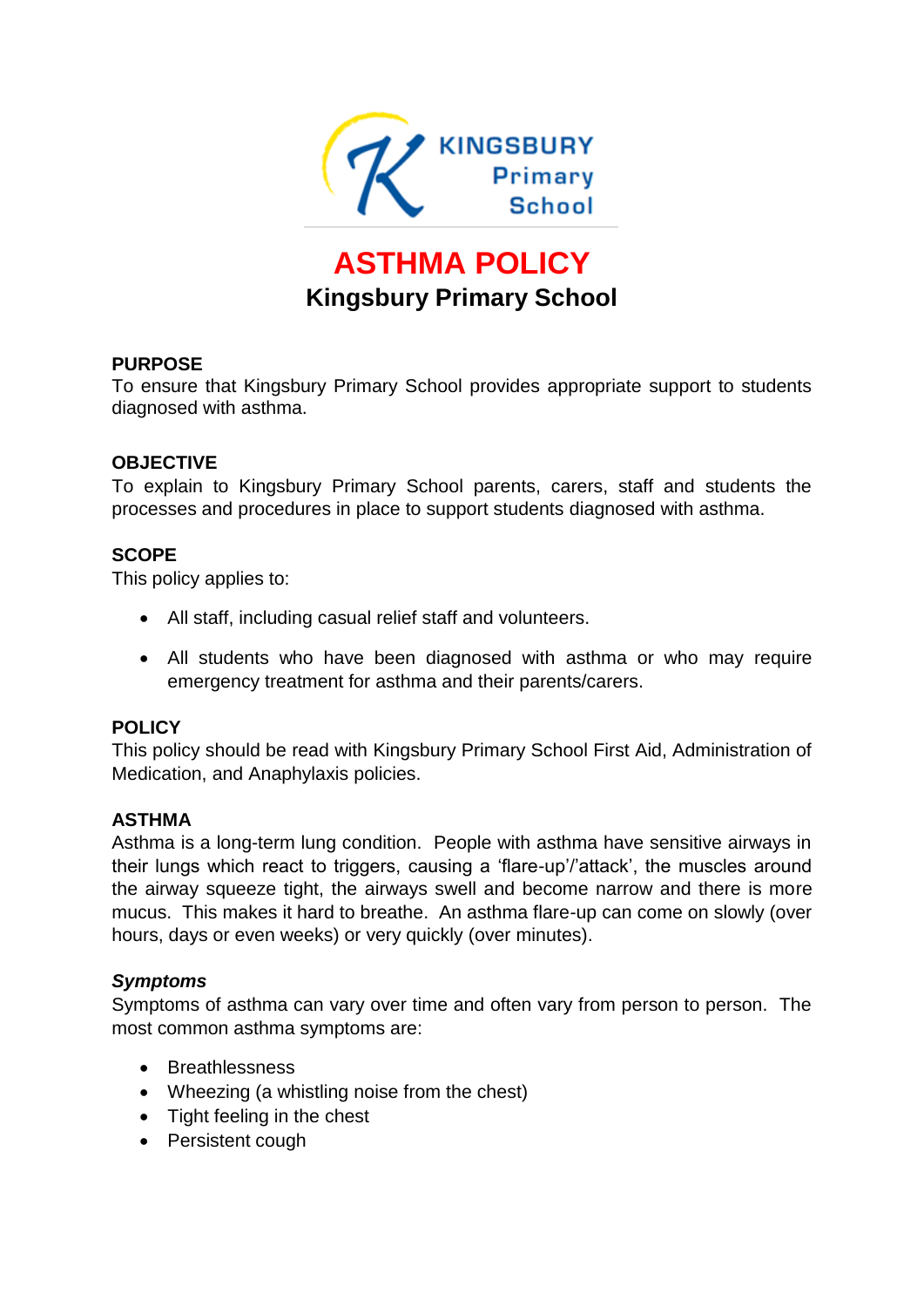# ASTHMA POLICY

## Kingsbury Primary School

### PURPOSE

To ensure that Kingsbury Primary School provides appropriate support to students diagnosed with asthma.

### OBJECTIVE

To explain to Kingsbury Primary School parents, carers, staff and students the processes and procedures in place to support students diagnosed with asthma.

### SCOPE

This policy applies to:

- All staff, including casual relief staff and volunteers.
- All students who have been diagnosed with asthma or who may require emergency treatment for asthma and their parents/carers.

### POLICY

This policy should be read with Kingsbury Primary School First Aid, Administration of Medication, and Anaphylaxis policies.

### ASTHMA

Asthma is a long-term lung condition. People with asthma have sensitive airways in their lungs which react to triggers, causing a 'flare-up'/'attack', the muscles around the airway squeeze tight, the airways swell and become narrow and there is more mucus. This makes it hard to breathe. An asthma flare-up can come on slowly (over hours, days or even weeks) or very quickly (over minutes).

#### *Symptoms*

Symptoms of asthma can vary over time and often vary from person to person. The most common asthma symptoms are:

- Breathlessness
- Wheezing (a whistling noise from the chest)
- Tight feeling in the chest
- Persistent cough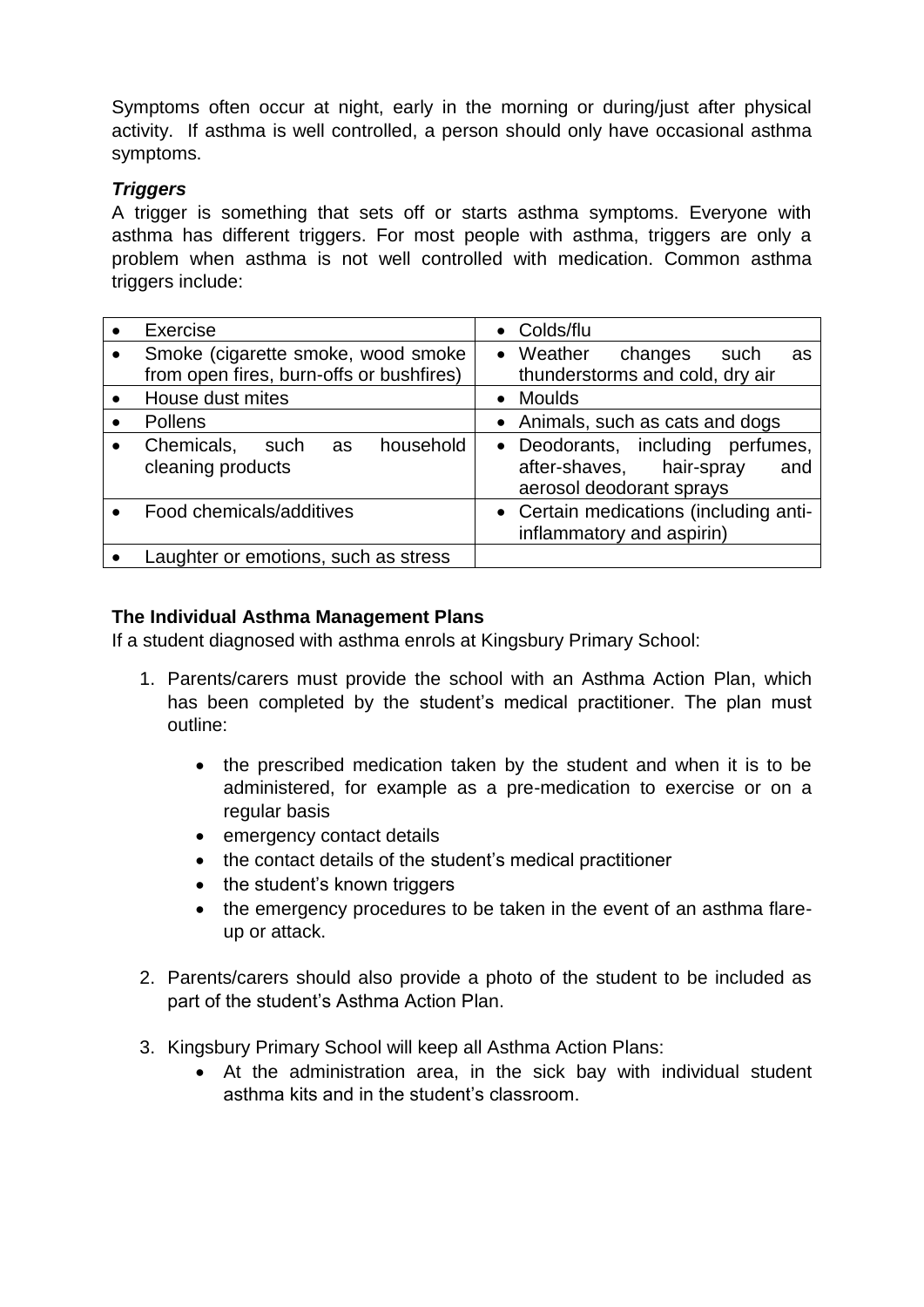Symptoms often occur at night, early in the morning or during/just after physical activity. If asthma is well controlled, a person should only have occasional asthma symptoms.

***Triggers***

A trigger is something that sets off or starts asthma symptoms. Everyone with asthma has different triggers. For most people with asthma, triggers are only a problem when asthma is not well controlled with medication. Common asthma triggers include:

| | |
|---|---|
| • Exercise | • Colds/flu |
| • Smoke (cigarette smoke, wood smoke from open fires, burn-offs or bushfires) | • Weather changes such as thunderstorms and cold, dry air |
| • House dust mites | • Moulds |
| • Pollens | • Animals, such as cats and dogs |
| • Chemicals, such as household cleaning products | • Deodorants, including perfumes, after-shaves, hair-spray and aerosol deodorant sprays |
| • Food chemicals/additives | • Certain medications (including anti-inflammatory and aspirin) |
| • Laughter or emotions, such as stress | |

**The Individual Asthma Management Plans**

If a student diagnosed with asthma enrols at Kingsbury Primary School:

1. Parents/carers must provide the school with an Asthma Action Plan, which has been completed by the student's medical practitioner. The plan must outline:

    - the prescribed medication taken by the student and when it is to be administered, for example as a pre-medication to exercise or on a regular basis
    - emergency contact details
    - the contact details of the student's medical practitioner
    - the student's known triggers
    - the emergency procedures to be taken in the event of an asthma flare-up or attack.

2. Parents/carers should also provide a photo of the student to be included as part of the student's Asthma Action Plan.

3. Kingsbury Primary School will keep all Asthma Action Plans:
    - At the administration area, in the sick bay with individual student asthma kits and in the student's classroom.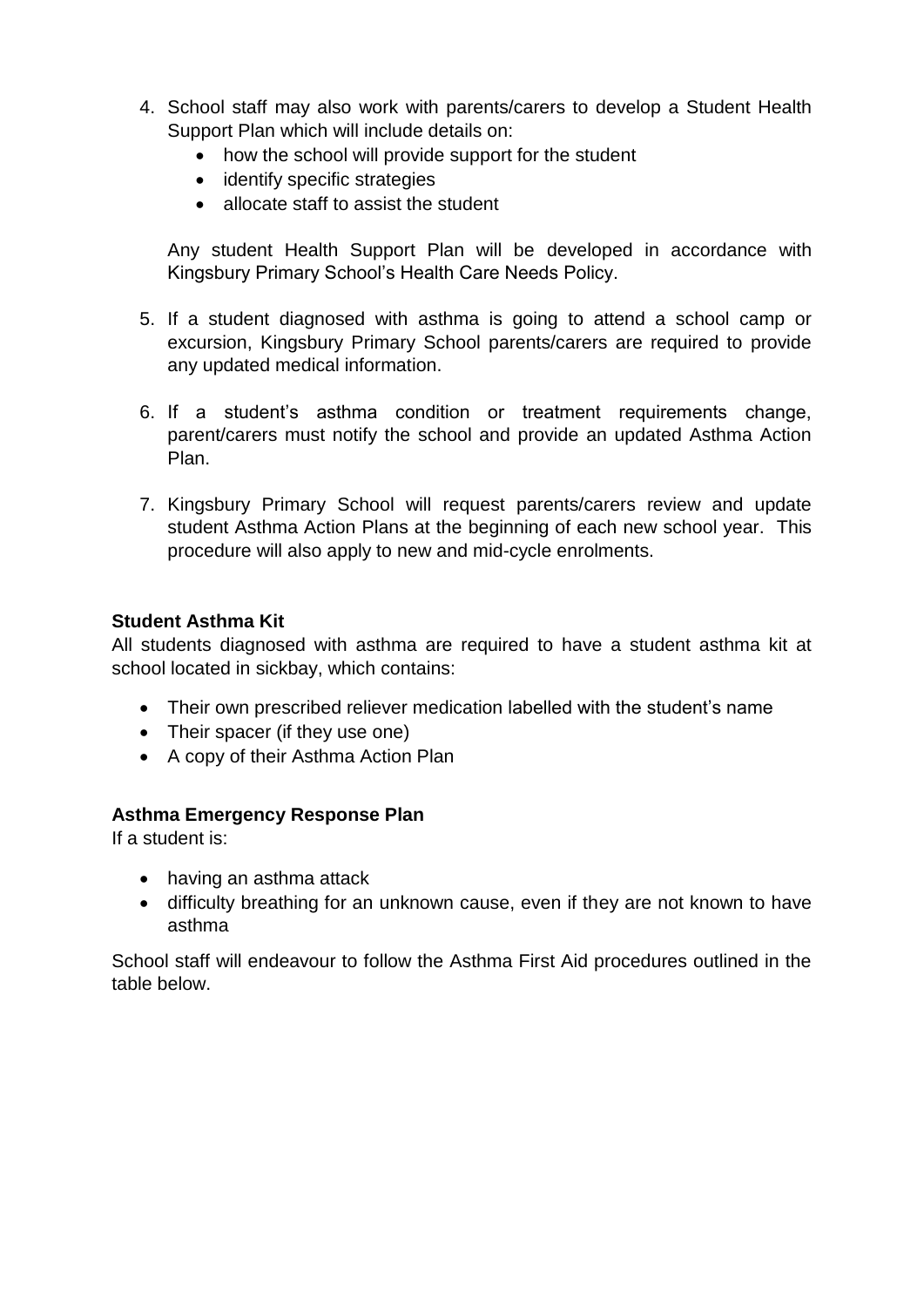4. School staff may also work with parents/carers to develop a Student Health Support Plan which will include details on:
   - how the school will provide support for the student
   - identify specific strategies
   - allocate staff to assist the student

   Any student Health Support Plan will be developed in accordance with Kingsbury Primary School's Health Care Needs Policy.

5. If a student diagnosed with asthma is going to attend a school camp or excursion, Kingsbury Primary School parents/carers are required to provide any updated medical information.

6. If a student's asthma condition or treatment requirements change, parent/carers must notify the school and provide an updated Asthma Action Plan.

7. Kingsbury Primary School will request parents/carers review and update student Asthma Action Plans at the beginning of each new school year. This procedure will also apply to new and mid-cycle enrolments.

**Student Asthma Kit**

All students diagnosed with asthma are required to have a student asthma kit at school located in sickbay, which contains:

- Their own prescribed reliever medication labelled with the student's name
- Their spacer (if they use one)
- A copy of their Asthma Action Plan

**Asthma Emergency Response Plan**

If a student is:

- having an asthma attack
- difficulty breathing for an unknown cause, even if they are not known to have asthma

School staff will endeavour to follow the Asthma First Aid procedures outlined in the table below.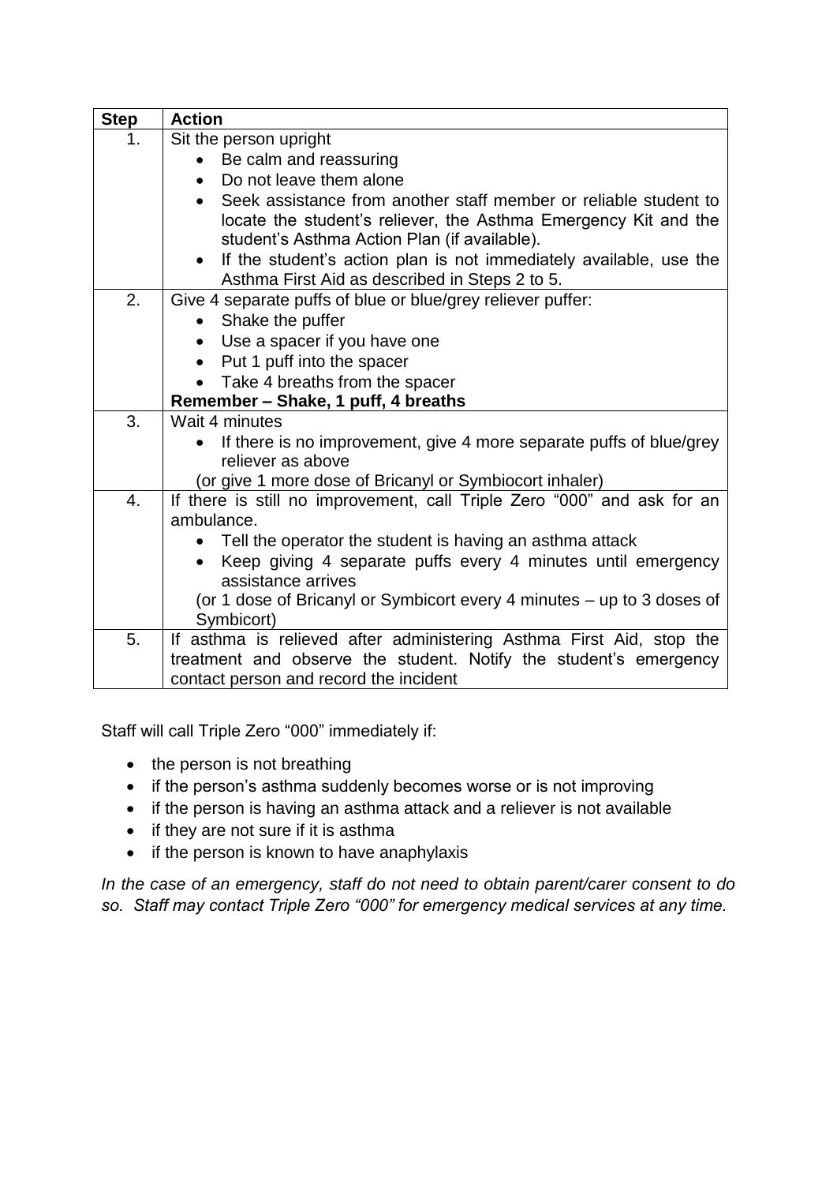| Step | Action |
|---|---|
| 1. | Sit the person upright<br>• Be calm and reassuring<br>• Do not leave them alone<br>• Seek assistance from another staff member or reliable student to locate the student's reliever, the Asthma Emergency Kit and the student's Asthma Action Plan (if available).<br>• If the student's action plan is not immediately available, use the Asthma First Aid as described in Steps 2 to 5. |
| 2. | Give 4 separate puffs of blue or blue/grey reliever puffer:<br>• Shake the puffer<br>• Use a spacer if you have one<br>• Put 1 puff into the spacer<br>• Take 4 breaths from the spacer<br>**Remember – Shake, 1 puff, 4 breaths** |
| 3. | Wait 4 minutes<br>• If there is no improvement, give 4 more separate puffs of blue/grey reliever as above<br>(or give 1 more dose of Bricanyl or Symbiocort inhaler) |
| 4. | If there is still no improvement, call Triple Zero "000" and ask for an ambulance.<br>• Tell the operator the student is having an asthma attack<br>• Keep giving 4 separate puffs every 4 minutes until emergency assistance arrives<br>(or 1 dose of Bricanyl or Symbicort every 4 minutes – up to 3 doses of Symbicort) |
| 5. | If asthma is relieved after administering Asthma First Aid, stop the treatment and observe the student. Notify the student's emergency contact person and record the incident |

Staff will call Triple Zero "000" immediately if:

- the person is not breathing
- if the person's asthma suddenly becomes worse or is not improving
- if the person is having an asthma attack and a reliever is not available
- if they are not sure if it is asthma
- if the person is known to have anaphylaxis

*In the case of an emergency, staff do not need to obtain parent/carer consent to do so. Staff may contact Triple Zero "000" for emergency medical services at any time.*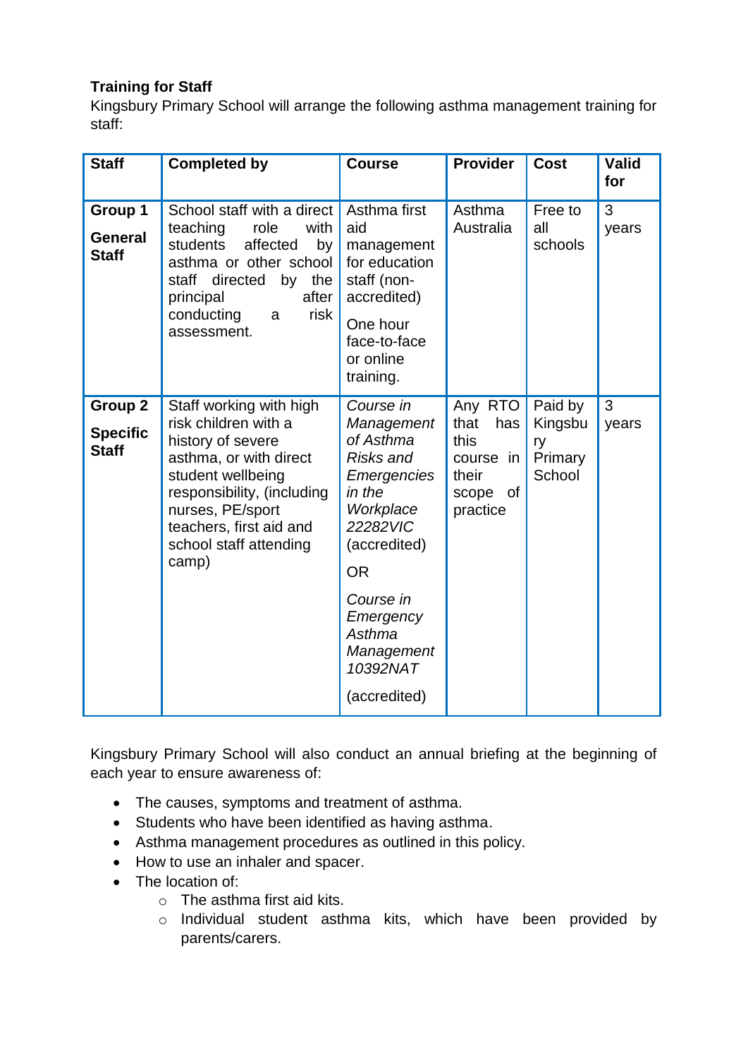**Training for Staff**

Kingsbury Primary School will arrange the following asthma management training for staff:

| Staff | Completed by | Course | Provider | Cost | Valid for |
|---|---|---|---|---|---|
| **Group 1** **General Staff** | School staff with a direct teaching role with students affected by asthma or other school staff directed by the principal after conducting a risk assessment. | Asthma first aid management for education staff (non-accredited) One hour face-to-face or online training. | Asthma Australia | Free to all schools | 3 years |
| **Group 2** **Specific Staff** | Staff working with high risk children with a history of severe asthma, or with direct student wellbeing responsibility, (including nurses, PE/sport teachers, first aid and school staff attending camp) | *Course in Management of Asthma Risks and Emergencies in the Workplace 22282VIC* (accredited) OR *Course in Emergency Asthma Management 10392NAT* (accredited) | Any RTO that has this course in their scope of practice | Paid by Kingsbury Primary School | 3 years |

Kingsbury Primary School will also conduct an annual briefing at the beginning of each year to ensure awareness of:

- The causes, symptoms and treatment of asthma.
- Students who have been identified as having asthma.
- Asthma management procedures as outlined in this policy.
- How to use an inhaler and spacer.
- The location of:
    - The asthma first aid kits.
    - Individual student asthma kits, which have been provided by parents/carers.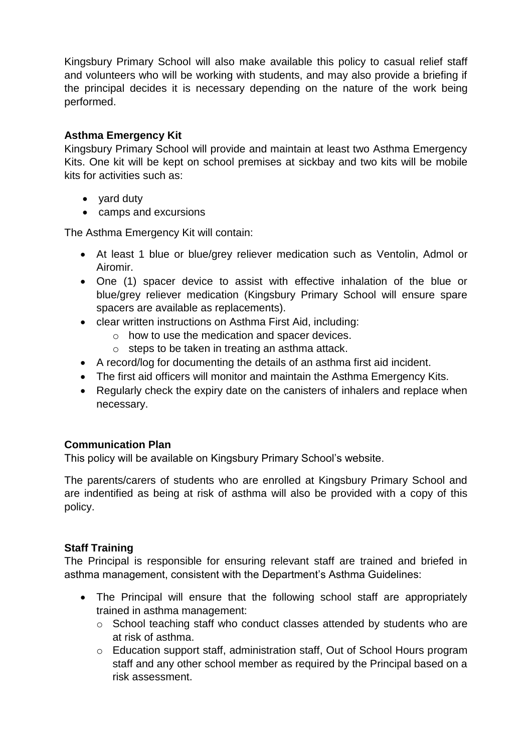Kingsbury Primary School will also make available this policy to casual relief staff and volunteers who will be working with students, and may also provide a briefing if the principal decides it is necessary depending on the nature of the work being performed.

**Asthma Emergency Kit**

Kingsbury Primary School will provide and maintain at least two Asthma Emergency Kits. One kit will be kept on school premises at sickbay and two kits will be mobile kits for activities such as:

- yard duty
- camps and excursions

The Asthma Emergency Kit will contain:

- At least 1 blue or blue/grey reliever medication such as Ventolin, Admol or Airomir.
- One (1) spacer device to assist with effective inhalation of the blue or blue/grey reliever medication (Kingsbury Primary School will ensure spare spacers are available as replacements).
- clear written instructions on Asthma First Aid, including:
  - how to use the medication and spacer devices.
  - steps to be taken in treating an asthma attack.
- A record/log for documenting the details of an asthma first aid incident.
- The first aid officers will monitor and maintain the Asthma Emergency Kits.
- Regularly check the expiry date on the canisters of inhalers and replace when necessary.

**Communication Plan**

This policy will be available on Kingsbury Primary School's website.

The parents/carers of students who are enrolled at Kingsbury Primary School and are indentified as being at risk of asthma will also be provided with a copy of this policy.

**Staff Training**

The Principal is responsible for ensuring relevant staff are trained and briefed in asthma management, consistent with the Department's Asthma Guidelines:

- The Principal will ensure that the following school staff are appropriately trained in asthma management:
  - School teaching staff who conduct classes attended by students who are at risk of asthma.
  - Education support staff, administration staff, Out of School Hours program staff and any other school member as required by the Principal based on a risk assessment.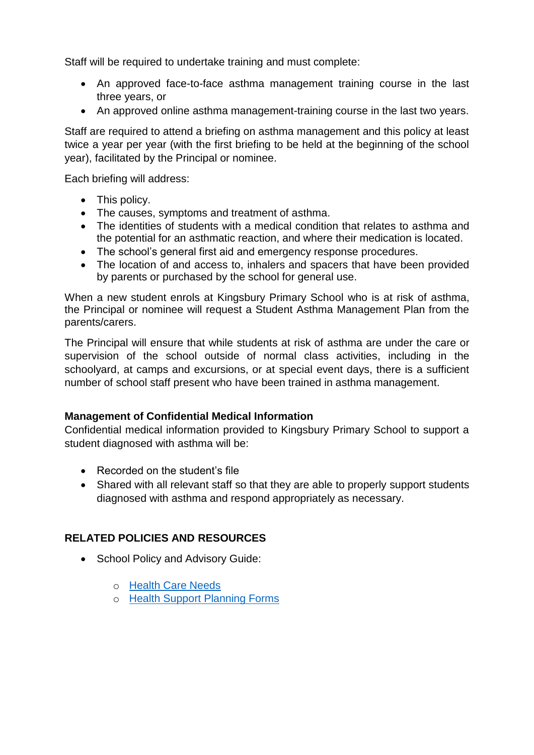Staff will be required to undertake training and must complete:

- An approved face-to-face asthma management training course in the last three years, or
- An approved online asthma management-training course in the last two years.

Staff are required to attend a briefing on asthma management and this policy at least twice a year per year (with the first briefing to be held at the beginning of the school year), facilitated by the Principal or nominee.

Each briefing will address:

- This policy.
- The causes, symptoms and treatment of asthma.
- The identities of students with a medical condition that relates to asthma and the potential for an asthmatic reaction, and where their medication is located.
- The school's general first aid and emergency response procedures.
- The location of and access to, inhalers and spacers that have been provided by parents or purchased by the school for general use.

When a new student enrols at Kingsbury Primary School who is at risk of asthma, the Principal or nominee will request a Student Asthma Management Plan from the parents/carers.

The Principal will ensure that while students at risk of asthma are under the care or supervision of the school outside of normal class activities, including in the schoolyard, at camps and excursions, or at special event days, there is a sufficient number of school staff present who have been trained in asthma management.

**Management of Confidential Medical Information**

Confidential medical information provided to Kingsbury Primary School to support a student diagnosed with asthma will be:

- Recorded on the student's file
- Shared with all relevant staff so that they are able to properly support students diagnosed with asthma and respond appropriately as necessary.

## RELATED POLICIES AND RESOURCES

- School Policy and Advisory Guide:
  - Health Care Needs
  - Health Support Planning Forms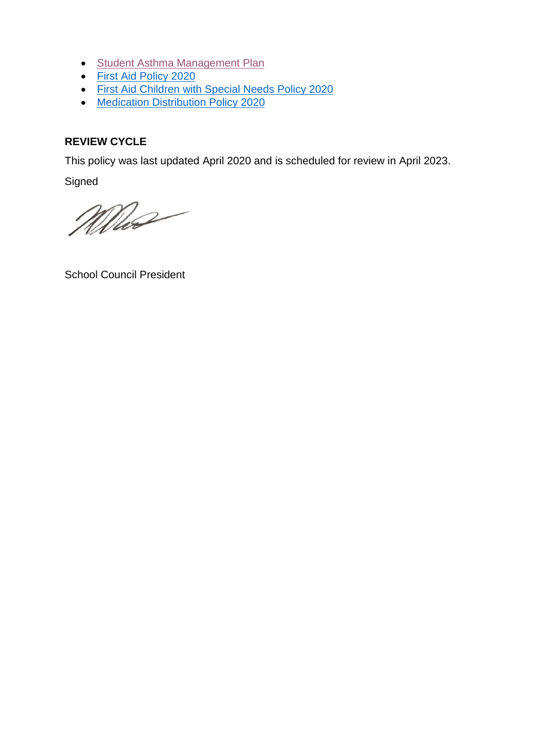- Student Asthma Management Plan
- First Aid Policy 2020
- First Aid Children with Special Needs Policy 2020
- Medication Distribution Policy 2020

## REVIEW CYCLE

This policy was last updated April 2020 and is scheduled for review in April 2023.

Signed

School Council President